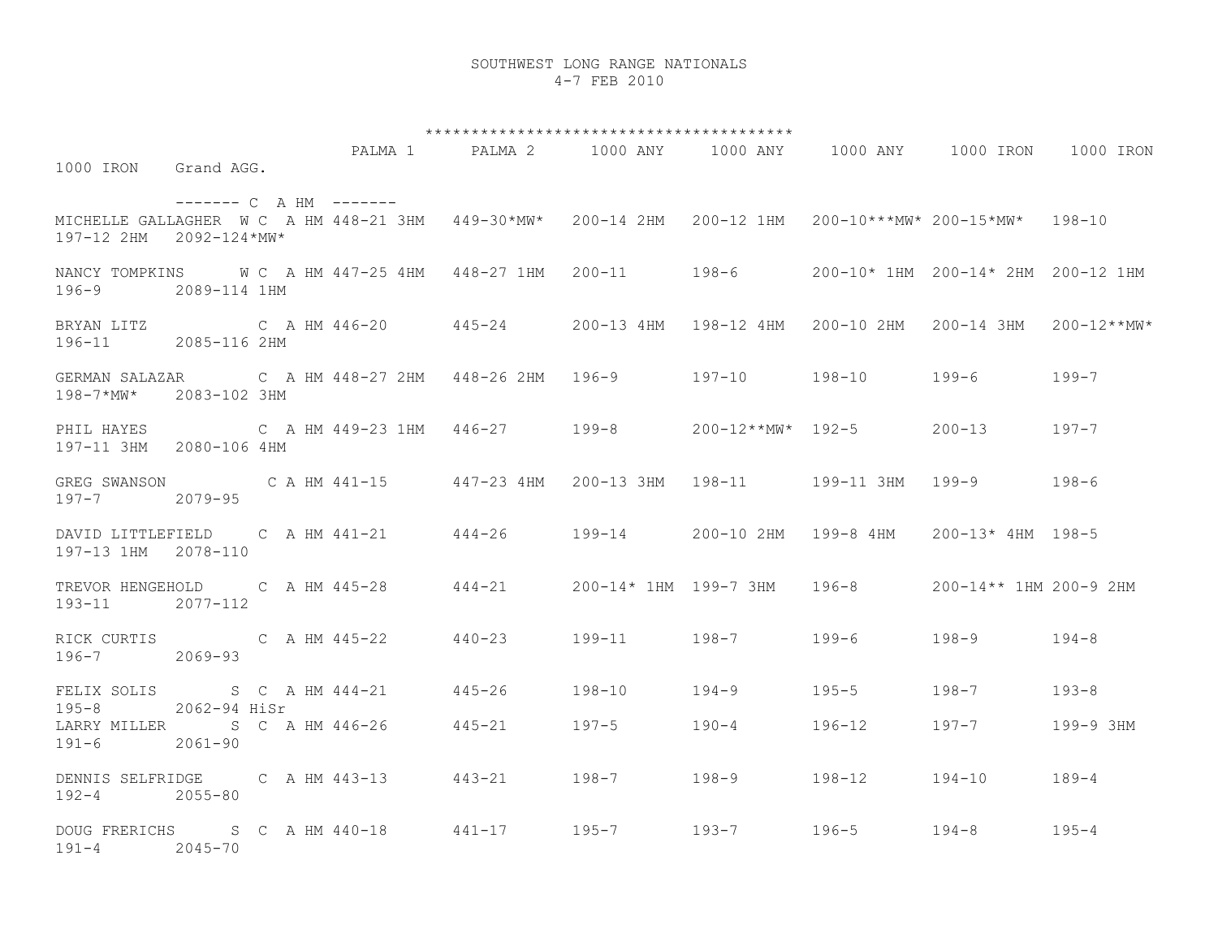# SOUTHWEST LONG RANGE NATIONALS

4-7 FEB 2010

| Name | Class | PALMA 1 | PALMA 2 | 1000 ANY | 1000 ANY | 1000 ANY | 1000 IRON | 1000 IRON | 1000 IRON | Grand AGG. |
|---|---|---|---|---|---|---|---|---|---|---|
| | ------- C A HM ------- | | | | | | | | | |
| MICHELLE GALLAGHER | W C A HM | 448-21 3HM | 449-30*MW* | 200-14 2HM | 200-12 1HM | 200-10***MW* | 200-15*MW* | 198-10 | 197-12 2HM | 2092-124*MW* |
| NANCY TOMPKINS | W C A HM | 447-25 4HM | 448-27 1HM | 200-11 | 198-6 | 200-10* 1HM | 200-14* 2HM | 200-12 1HM | 196-9 | 2089-114 1HM |
| BRYAN LITZ | C A HM | 446-20 | 445-24 | 200-13 4HM | 198-12 4HM | 200-10 2HM | 200-14 3HM | 200-12**MW* | 196-11 | 2085-116 2HM |
| GERMAN SALAZAR | C A HM | 448-27 2HM | 448-26 2HM | 196-9 | 197-10 | 198-10 | 199-6 | 199-7 | 198-7*MW* | 2083-102 3HM |
| PHIL HAYES | C A HM | 449-23 1HM | 446-27 | 199-8 | 200-12**MW* | 192-5 | 200-13 | 197-7 | 197-11 3HM | 2080-106 4HM |
| GREG SWANSON | C A HM | 441-15 | 447-23 4HM | 200-13 3HM | 198-11 | 199-11 3HM | 199-9 | 198-6 | 197-7 | 2079-95 |
| DAVID LITTLEFIELD | C A HM | 441-21 | 444-26 | 199-14 | 200-10 2HM | 199-8 4HM | 200-13* 4HM | 198-5 | 197-13 1HM | 2078-110 |
| TREVOR HENGEHOLD | C A HM | 445-28 | 444-21 | 200-14* 1HM | 199-7 3HM | 196-8 | 200-14** 1HM | 200-9 2HM | 193-11 | 2077-112 |
| RICK CURTIS | C A HM | 445-22 | 440-23 | 199-11 | 198-7 | 199-6 | 198-9 | 194-8 | 196-7 | 2069-93 |
| FELIX SOLIS | S C A HM | 444-21 | 445-26 | 198-10 | 194-9 | 195-5 | 198-7 | 193-8 | 195-8 | 2062-94 HiSr |
| LARRY MILLER | S C A HM | 446-26 | 445-21 | 197-5 | 190-4 | 196-12 | 197-7 | 199-9 3HM | 191-6 | 2061-90 |
| DENNIS SELFRIDGE | C A HM | 443-13 | 443-21 | 198-7 | 198-9 | 198-12 | 194-10 | 189-4 | 192-4 | 2055-80 |
| DOUG FRERICHS | S C A HM | 440-18 | 441-17 | 195-7 | 193-7 | 196-5 | 194-8 | 195-4 | 191-4 | 2045-70 |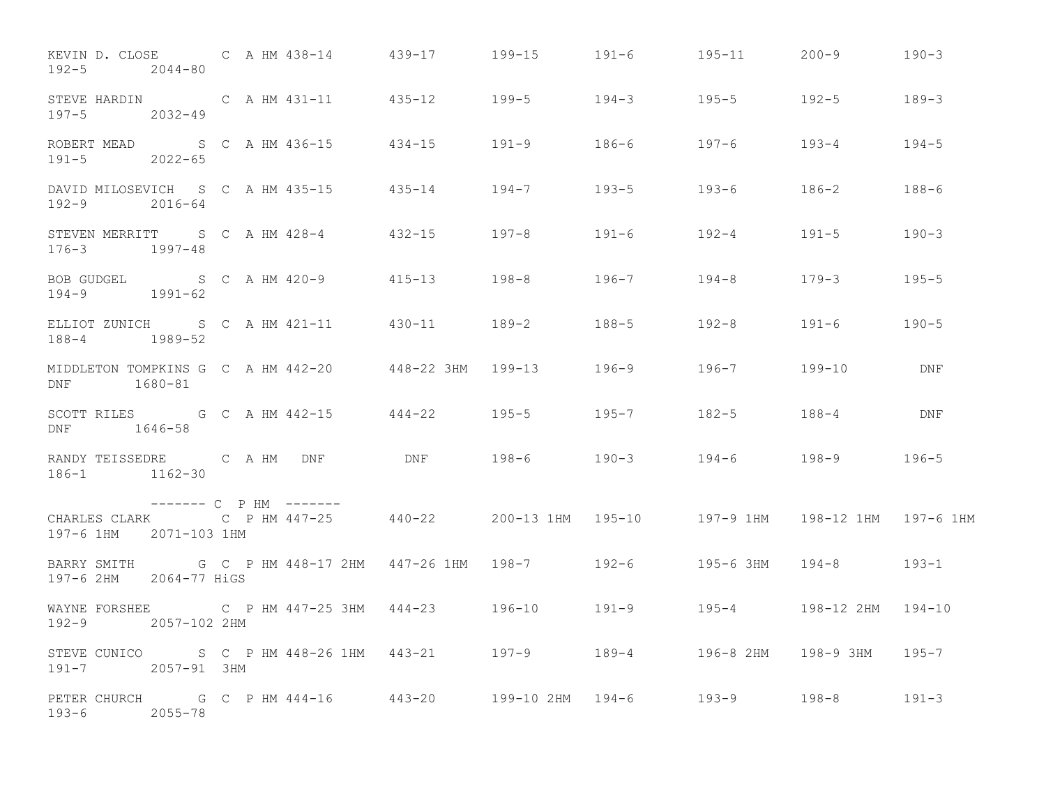| Name | Class | Score 1 | Score 2 | Score 3 | Score 4 | Score 5 | Score 6 | Score 7 | Score 8 | Total |
|---|---|---|---|---|---|---|---|---|---|---|
| KEVIN D. CLOSE | C A HM | 438-14 | 439-17 | 199-15 | 191-6 | 195-11 | 200-9 | 190-3 | 192-5 | 2044-80 |
| STEVE HARDIN | C A HM | 431-11 | 435-12 | 199-5 | 194-3 | 195-5 | 192-5 | 189-3 | 197-5 | 2032-49 |
| ROBERT MEAD | S C A HM | 436-15 | 434-15 | 191-9 | 186-6 | 197-6 | 193-4 | 194-5 | 191-5 | 2022-65 |
| DAVID MILOSEVICH | S C A HM | 435-15 | 435-14 | 194-7 | 193-5 | 193-6 | 186-2 | 188-6 | 192-9 | 2016-64 |
| STEVEN MERRITT | S C A HM | 428-4 | 432-15 | 197-8 | 191-6 | 192-4 | 191-5 | 190-3 | 176-3 | 1997-48 |
| BOB GUDGEL | S C A HM | 420-9 | 415-13 | 198-8 | 196-7 | 194-8 | 179-3 | 195-5 | 194-9 | 1991-62 |
| ELLIOT ZUNICH | S C A HM | 421-11 | 430-11 | 189-2 | 188-5 | 192-8 | 191-6 | 190-5 | 188-4 | 1989-52 |
| MIDDLETON TOMPKINS | G C A HM | 442-20 | 448-22 3HM | 199-13 | 196-9 | 196-7 | 199-10 | DNF | DNF | 1680-81 |
| SCOTT RILES | G C A HM | 442-15 | 444-22 | 195-5 | 195-7 | 182-5 | 188-4 | DNF | DNF | 1646-58 |
| RANDY TEISSEDRE | C A HM | DNF | DNF | 198-6 | 190-3 | 194-6 | 198-9 | 196-5 | 186-1 | 1162-30 |
| ------- C P HM ------- | | | | | | | | | | |
| CHARLES CLARK | C P HM | 447-25 | 440-22 | 200-13 1HM | 195-10 | 197-9 1HM | 198-12 1HM | 197-6 1HM | 197-6 1HM | 2071-103 1HM |
| BARRY SMITH | G C P HM | 448-17 2HM | 447-26 1HM | 198-7 | 192-6 | 195-6 3HM | 194-8 | 193-1 | 197-6 2HM | 2064-77 HiGS |
| WAYNE FORSHEE | C P HM | 447-25 3HM | 444-23 | 196-10 | 191-9 | 195-4 | 198-12 2HM | 194-10 | 192-9 | 2057-102 2HM |
| STEVE CUNICO | S C P HM | 448-26 1HM | 443-21 | 197-9 | 189-4 | 196-8 2HM | 198-9 3HM | 195-7 | 191-7 | 2057-91 3HM |
| PETER CHURCH | G C P HM | 444-16 | 443-20 | 199-10 2HM | 194-6 | 193-9 | 198-8 | 191-3 | 193-6 | 2055-78 |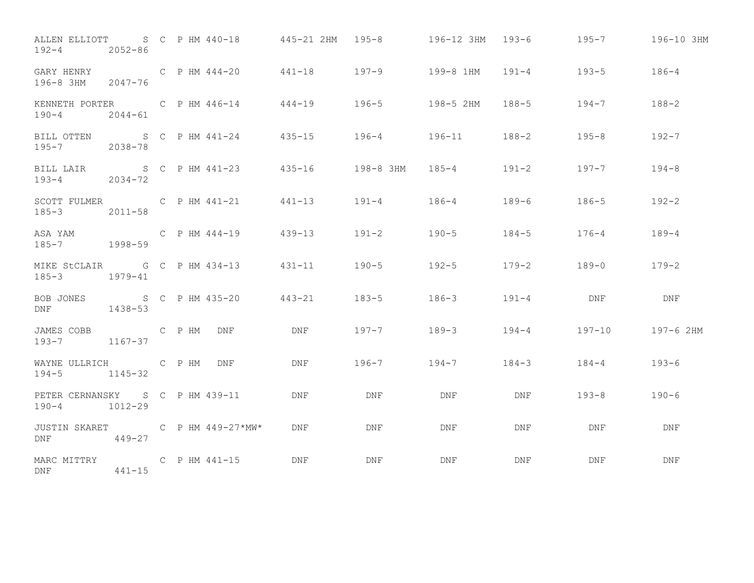| | | | | | | | | | | | | | |
|---|---|---|---|---|---|---|---|---|---|---|---|---|---|
| ALLEN ELLIOTT | S | C | P | HM | 440-18 | 445-21 2HM | 195-8 | 196-12 3HM | 193-6 | 195-7 | 196-10 3HM | 192-4 | 2052-86 |
| GARY HENRY | | C | P | HM | 444-20 | 441-18 | 197-9 | 199-8 1HM | 191-4 | 193-5 | 186-4 | 196-8 3HM | 2047-76 |
| KENNETH PORTER | | C | P | HM | 446-14 | 444-19 | 196-5 | 198-5 2HM | 188-5 | 194-7 | 188-2 | 190-4 | 2044-61 |
| BILL OTTEN | S | C | P | HM | 441-24 | 435-15 | 196-4 | 196-11 | 188-2 | 195-8 | 192-7 | 195-7 | 2038-78 |
| BILL LAIR | S | C | P | HM | 441-23 | 435-16 | 198-8 3HM | 185-4 | 191-2 | 197-7 | 194-8 | 193-4 | 2034-72 |
| SCOTT FULMER | | C | P | HM | 441-21 | 441-13 | 191-4 | 186-4 | 189-6 | 186-5 | 192-2 | 185-3 | 2011-58 |
| ASA YAM | | C | P | HM | 444-19 | 439-13 | 191-2 | 190-5 | 184-5 | 176-4 | 189-4 | 185-7 | 1998-59 |
| MIKE StCLAIR | G | C | P | HM | 434-13 | 431-11 | 190-5 | 192-5 | 179-2 | 189-0 | 179-2 | 185-3 | 1979-41 |
| BOB JONES | S | C | P | HM | 435-20 | 443-21 | 183-5 | 186-3 | 191-4 | DNF | DNF | DNF | 1438-53 |
| JAMES COBB | | C | P | HM | DNF | DNF | 197-7 | 189-3 | 194-4 | 197-10 | 197-6 2HM | 193-7 | 1167-37 |
| WAYNE ULLRICH | | C | P | HM | DNF | DNF | 196-7 | 194-7 | 184-3 | 184-4 | 193-6 | 194-5 | 1145-32 |
| PETER CERNANSKY | S | C | P | HM | 439-11 | DNF | DNF | DNF | DNF | 193-8 | 190-6 | 190-4 | 1012-29 |
| JUSTIN SKARET | | C | P | HM | 449-27*MW* | DNF | DNF | DNF | DNF | DNF | DNF | DNF | 449-27 |
| MARC MITTRY | | C | P | HM | 441-15 | DNF | DNF | DNF | DNF | DNF | DNF | DNF | 441-15 |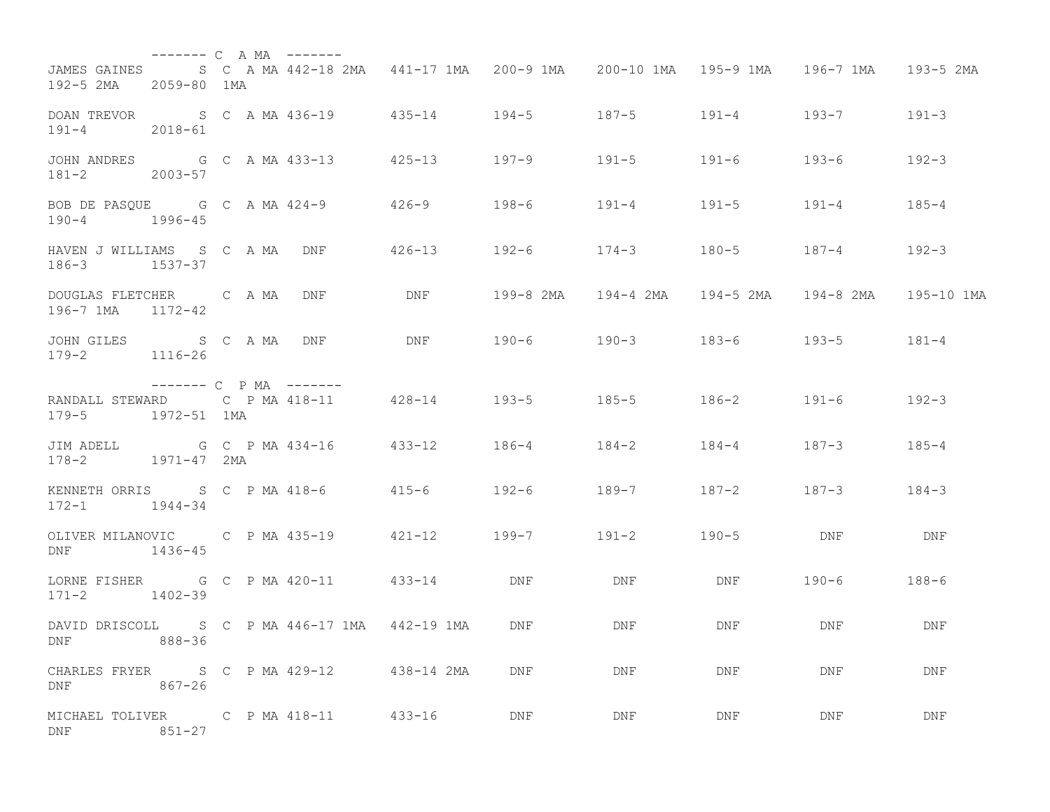| Name | Class | Category | | | | | | | | | | Total | |
|---|---|---|---|---|---|---|---|---|---|---|---|---|---|
| ------- C A MA ------- | | | | | | | | | | | | | |
| JAMES GAINES | S | C A MA | 442-18 2MA | 441-17 1MA | 200-9 1MA | 200-10 1MA | 195-9 1MA | 196-7 1MA | 193-5 2MA | 192-5 2MA | | 2059-80 | 1MA |
| DOAN TREVOR | S | C A MA | 436-19 | 435-14 | 194-5 | 187-5 | 191-4 | 193-7 | 191-3 | 191-4 | | 2018-61 | |
| JOHN ANDRES | G | C A MA | 433-13 | 425-13 | 197-9 | 191-5 | 191-6 | 193-6 | 192-3 | 181-2 | | 2003-57 | |
| BOB DE PASQUE | G | C A MA | 424-9 | 426-9 | 198-6 | 191-4 | 191-5 | 191-4 | 185-4 | 190-4 | | 1996-45 | |
| HAVEN J WILLIAMS | S | C A MA | DNF | 426-13 | 192-6 | 174-3 | 180-5 | 187-4 | 192-3 | 186-3 | | 1537-37 | |
| DOUGLAS FLETCHER | | C A MA | DNF | DNF | 199-8 2MA | 194-4 2MA | 194-5 2MA | 194-8 2MA | 195-10 1MA | 196-7 1MA | | 1172-42 | |
| JOHN GILES | S | C A MA | DNF | DNF | 190-6 | 190-3 | 183-6 | 193-5 | 181-4 | 179-2 | | 1116-26 | |
| ------- C P MA ------- | | | | | | | | | | | | | |
| RANDALL STEWARD | | C P MA | 418-11 | 428-14 | 193-5 | 185-5 | 186-2 | 191-6 | 192-3 | 179-5 | | 1972-51 | 1MA |
| JIM ADELL | G | C P MA | 434-16 | 433-12 | 186-4 | 184-2 | 184-4 | 187-3 | 185-4 | 178-2 | | 1971-47 | 2MA |
| KENNETH ORRIS | S | C P MA | 418-6 | 415-6 | 192-6 | 189-7 | 187-2 | 187-3 | 184-3 | 172-1 | | 1944-34 | |
| OLIVER MILANOVIC | | C P MA | 435-19 | 421-12 | 199-7 | 191-2 | 190-5 | DNF | DNF | DNF | | 1436-45 | |
| LORNE FISHER | G | C P MA | 420-11 | 433-14 | DNF | DNF | DNF | 190-6 | 188-6 | 171-2 | | 1402-39 | |
| DAVID DRISCOLL | S | C P MA | 446-17 1MA | 442-19 1MA | DNF | DNF | DNF | DNF | DNF | DNF | | 888-36 | |
| CHARLES FRYER | S | C P MA | 429-12 | 438-14 2MA | DNF | DNF | DNF | DNF | DNF | DNF | | 867-26 | |
| MICHAEL TOLIVER | | C P MA | 418-11 | 433-16 | DNF | DNF | DNF | DNF | DNF | DNF | | 851-27 | |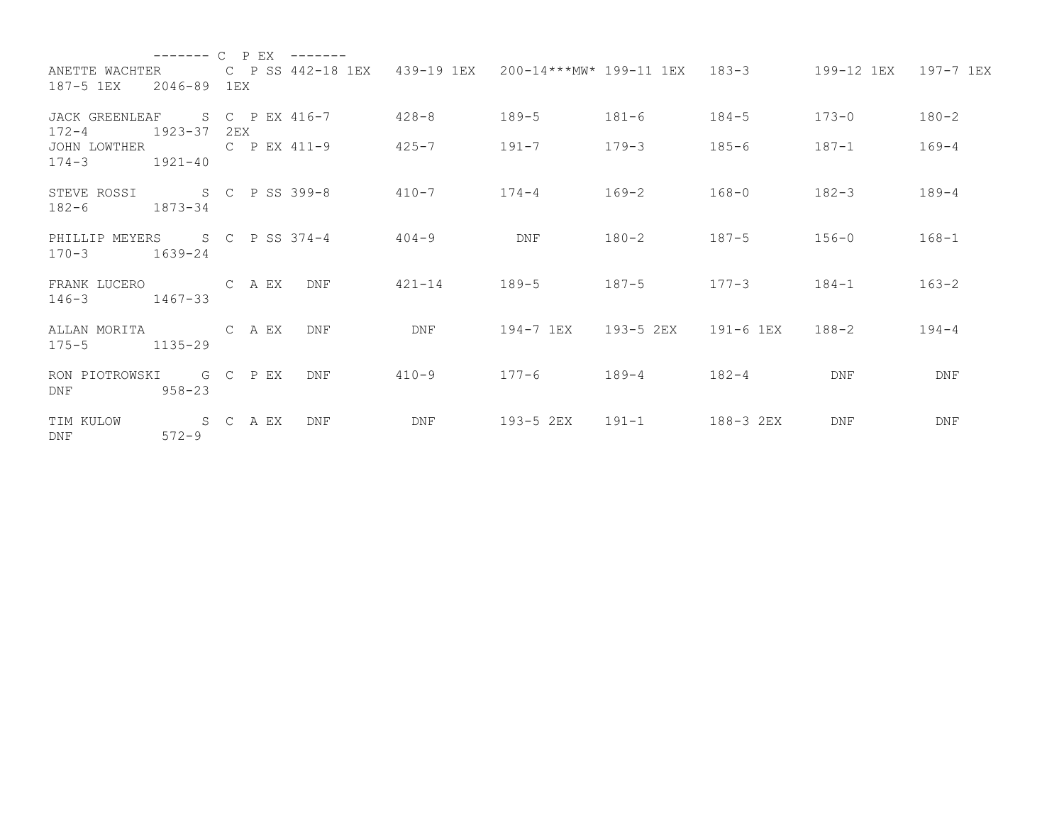------- C  P EX  -------

| Name | Class | Score 1 | Score 2 | Score 3 | Score 4 | Score 5 | Score 6 | Score 7 | Score 8 | Total |
|---|---|---|---|---|---|---|---|---|---|---|
| ANETTE WACHTER | C P SS | 442-18 1EX | 439-19 1EX | 200-14***MW* | 199-11 1EX | 183-3 | 199-12 1EX | 197-7 1EX | 187-5 1EX | 2046-89 1EX |
| JACK GREENLEAF | S C P EX | 416-7 | 428-8 | 189-5 | 181-6 | 184-5 | 173-0 | 180-2 | 172-4 | 1923-37 2EX |
| JOHN LOWTHER | C P EX | 411-9 | 425-7 | 191-7 | 179-3 | 185-6 | 187-1 | 169-4 | 174-3 | 1921-40 |
| STEVE ROSSI | S C P SS | 399-8 | 410-7 | 174-4 | 169-2 | 168-0 | 182-3 | 189-4 | 182-6 | 1873-34 |
| PHILLIP MEYERS | S C P SS | 374-4 | 404-9 | DNF | 180-2 | 187-5 | 156-0 | 168-1 | 170-3 | 1639-24 |
| FRANK LUCERO | C A EX | DNF | 421-14 | 189-5 | 187-5 | 177-3 | 184-1 | 163-2 | 146-3 | 1467-33 |
| ALLAN MORITA | C A EX | DNF | DNF | 194-7 1EX | 193-5 2EX | 191-6 1EX | 188-2 | 194-4 | 175-5 | 1135-29 |
| RON PIOTROWSKI | G C P EX | DNF | 410-9 | 177-6 | 189-4 | 182-4 | DNF | DNF | DNF | 958-23 |
| TIM KULOW | S C A EX | DNF | DNF | 193-5 2EX | 191-1 | 188-3 2EX | DNF | DNF | DNF | 572-9 |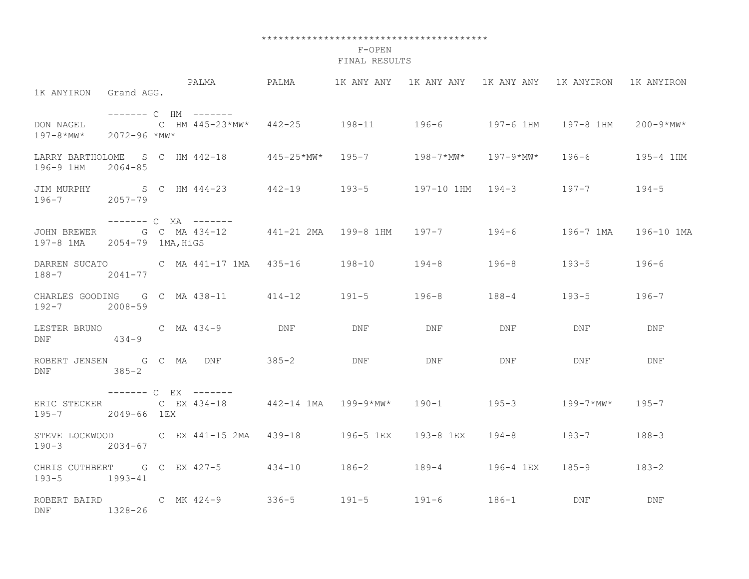****************************************

## F-OPEN

### FINAL RESULTS

| Name | | Class | | PALMA | PALMA | 1K ANY ANY | 1K ANY ANY | 1K ANY ANY | 1K ANYIRON | 1K ANYIRON | 1K ANYIRON | Grand AGG. |
|---|---|---|---|---|---|---|---|---|---|---|---|---|
| ------- C HM ------- | | | | | | | | | | | | |
| DON NAGEL | | C | HM | 445-23*MW* | 442-25 | 198-11 | 196-6 | 197-6 1HM | 197-8 1HM | 200-9*MW* | 197-8*MW* | 2072-96 *MW* |
| LARRY BARTHOLOME | S | C | HM | 442-18 | 445-25*MW* | 195-7 | 198-7*MW* | 197-9*MW* | 196-6 | 195-4 1HM | 196-9 1HM | 2064-85 |
| JIM MURPHY | S | C | HM | 444-23 | 442-19 | 193-5 | 197-10 1HM | 194-3 | 197-7 | 194-5 | 196-7 | 2057-79 |
| ------- C MA ------- | | | | | | | | | | | | |
| JOHN BREWER | G | C | MA | 434-12 | 441-21 2MA | 199-8 1HM | 197-7 | 194-6 | 196-7 1MA | 196-10 1MA | 197-8 1MA | 2054-79 1MA,HiGS |
| DARREN SUCATO | | C | MA | 441-17 1MA | 435-16 | 198-10 | 194-8 | 196-8 | 193-5 | 196-6 | 188-7 | 2041-77 |
| CHARLES GOODING | G | C | MA | 438-11 | 414-12 | 191-5 | 196-8 | 188-4 | 193-5 | 196-7 | 192-7 | 2008-59 |
| LESTER BRUNO | | C | MA | 434-9 | DNF | DNF | DNF | DNF | DNF | DNF | DNF | 434-9 |
| ROBERT JENSEN | G | C | MA | DNF | 385-2 | DNF | DNF | DNF | DNF | DNF | DNF | 385-2 |
| ------- C EX ------- | | | | | | | | | | | | |
| ERIC STECKER | | C | EX | 434-18 | 442-14 1MA | 199-9*MW* | 190-1 | 195-3 | 199-7*MW* | 195-7 | 195-7 | 2049-66 1EX |
| STEVE LOCKWOOD | | C | EX | 441-15 2MA | 439-18 | 196-5 1EX | 193-8 1EX | 194-8 | 193-7 | 188-3 | 190-3 | 2034-67 |
| CHRIS CUTHBERT | G | C | EX | 427-5 | 434-10 | 186-2 | 189-4 | 196-4 1EX | 185-9 | 183-2 | 193-5 | 1993-41 |
| ROBERT BAIRD | | C | MK | 424-9 | 336-5 | 191-5 | 191-6 | 186-1 | DNF | DNF | DNF | 1328-26 |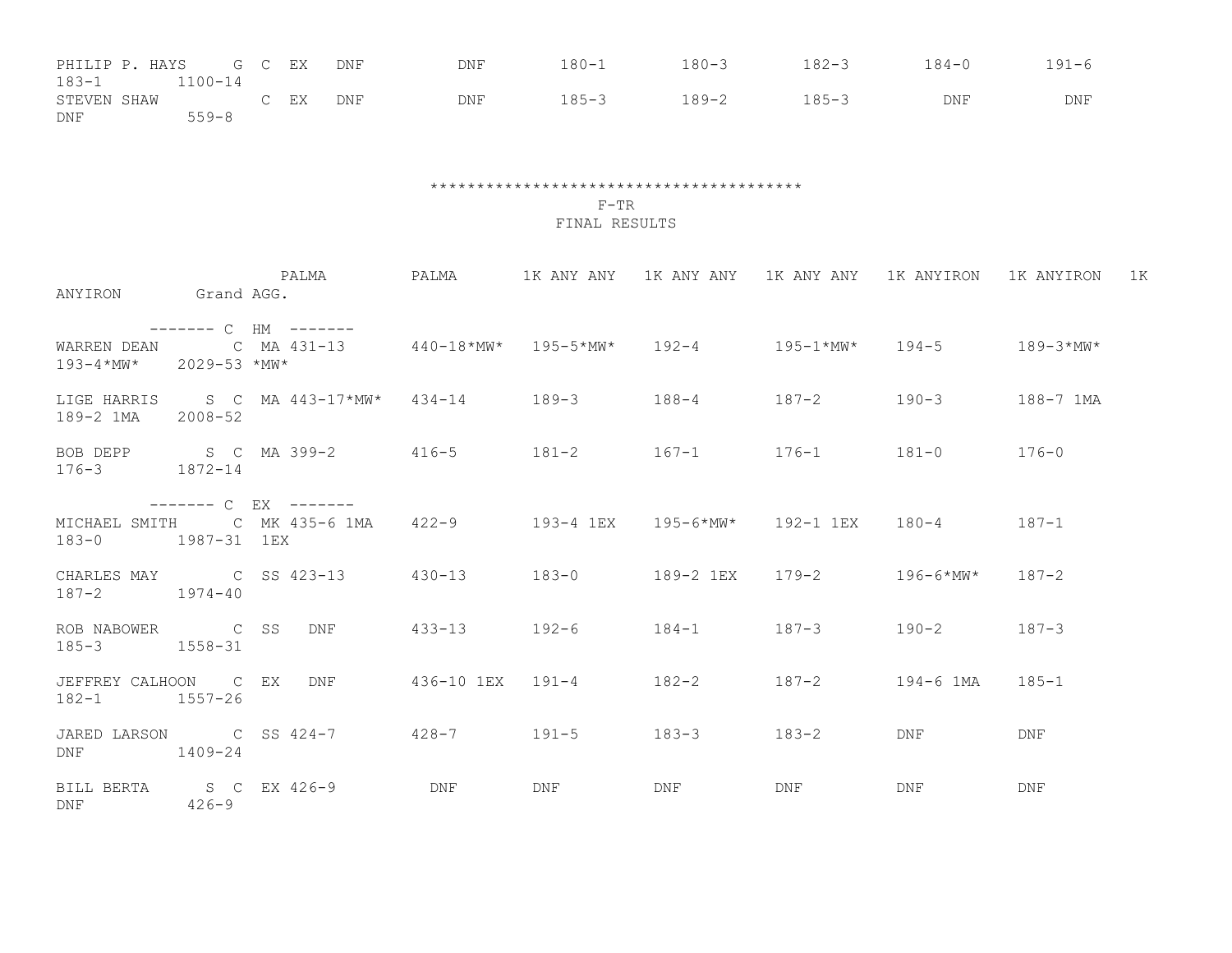| | | | | | | | | | | | | |
|---|---|---|---|---|---|---|---|---|---|---|---|---|
| PHILIP P. HAYS | G | C | EX | DNF | DNF | 180-1 | 180-3 | 182-3 | 184-0 | 191-6 | 183-1 | 1100-14 |
| STEVEN SHAW | | C | EX | DNF | DNF | 185-3 | 189-2 | 185-3 | DNF | DNF | DNF | 559-8 |

****************************************

F-TR

FINAL RESULTS

| | | | | PALMA | PALMA | 1K ANY ANY | 1K ANY ANY | 1K ANY ANY | 1K ANYIRON | 1K ANYIRON | 1K ANYIRON | Grand AGG. |
|---|---|---|---|---|---|---|---|---|---|---|---|---|
| ------- C HM ------- | | | | | | | | | | | | |
| WARREN DEAN | | C | MA | 431-13 | 440-18*MW* | 195-5*MW* | 192-4 | 195-1*MW* | 194-5 | 189-3*MW* | 193-4*MW* | 2029-53 *MW* |
| LIGE HARRIS | S | C | MA | 443-17*MW* | 434-14 | 189-3 | 188-4 | 187-2 | 190-3 | 188-7 1MA | 189-2 1MA | 2008-52 |
| BOB DEPP | S | C | MA | 399-2 | 416-5 | 181-2 | 167-1 | 176-1 | 181-0 | 176-0 | 176-3 | 1872-14 |
| ------- C EX ------- | | | | | | | | | | | | |
| MICHAEL SMITH | | C | MK | 435-6 1MA | 422-9 | 193-4 1EX | 195-6*MW* | 192-1 1EX | 180-4 | 187-1 | 183-0 | 1987-31 1EX |
| CHARLES MAY | | C | SS | 423-13 | 430-13 | 183-0 | 189-2 1EX | 179-2 | 196-6*MW* | 187-2 | 187-2 | 1974-40 |
| ROB NABOWER | | C | SS | DNF | 433-13 | 192-6 | 184-1 | 187-3 | 190-2 | 187-3 | 185-3 | 1558-31 |
| JEFFREY CALHOON | | C | EX | DNF | 436-10 1EX | 191-4 | 182-2 | 187-2 | 194-6 1MA | 185-1 | 182-1 | 1557-26 |
| JARED LARSON | | C | SS | 424-7 | 428-7 | 191-5 | 183-3 | 183-2 | DNF | DNF | DNF | 1409-24 |
| BILL BERTA | S | C | EX | 426-9 | DNF | DNF | DNF | DNF | DNF | DNF | DNF | 426-9 |